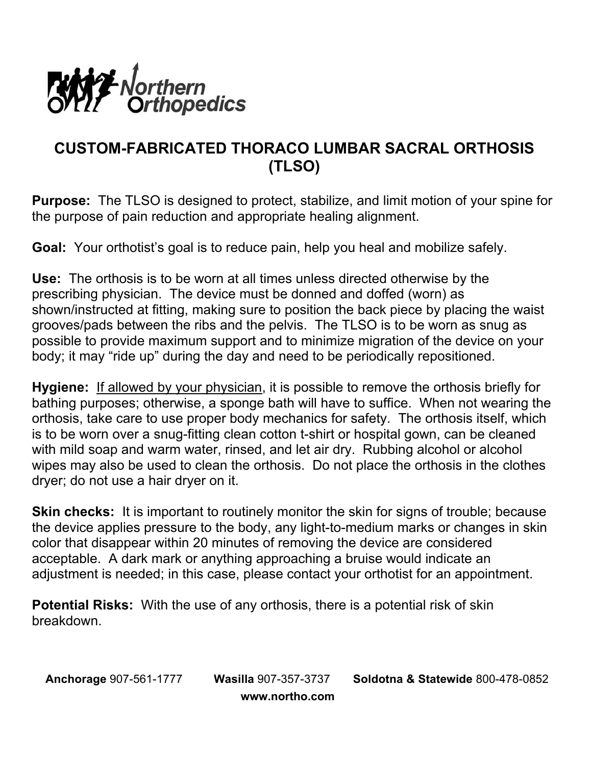Northern Orthopedics

# CUSTOM-FABRICATED THORACO LUMBAR SACRAL ORTHOSIS (TLSO)

**Purpose:** The TLSO is designed to protect, stabilize, and limit motion of your spine for the purpose of pain reduction and appropriate healing alignment.

**Goal:** Your orthotist's goal is to reduce pain, help you heal and mobilize safely.

**Use:** The orthosis is to be worn at all times unless directed otherwise by the prescribing physician. The device must be donned and doffed (worn) as shown/instructed at fitting, making sure to position the back piece by placing the waist grooves/pads between the ribs and the pelvis. The TLSO is to be worn as snug as possible to provide maximum support and to minimize migration of the device on your body; it may "ride up" during the day and need to be periodically repositioned.

**Hygiene:** <u>If allowed by your physician</u>, it is possible to remove the orthosis briefly for bathing purposes; otherwise, a sponge bath will have to suffice. When not wearing the orthosis, take care to use proper body mechanics for safety. The orthosis itself, which is to be worn over a snug-fitting clean cotton t-shirt or hospital gown, can be cleaned with mild soap and warm water, rinsed, and let air dry. Rubbing alcohol or alcohol wipes may also be used to clean the orthosis. Do not place the orthosis in the clothes dryer; do not use a hair dryer on it.

**Skin checks:** It is important to routinely monitor the skin for signs of trouble; because the device applies pressure to the body, any light-to-medium marks or changes in skin color that disappear within 20 minutes of removing the device are considered acceptable. A dark mark or anything approaching a bruise would indicate an adjustment is needed; in this case, please contact your orthotist for an appointment.

**Potential Risks:** With the use of any orthosis, there is a potential risk of skin breakdown.

**Anchorage** 907-561-1777 **Wasilla** 907-357-3737 **Soldotna & Statewide** 800-478-0852
**www.northo.com**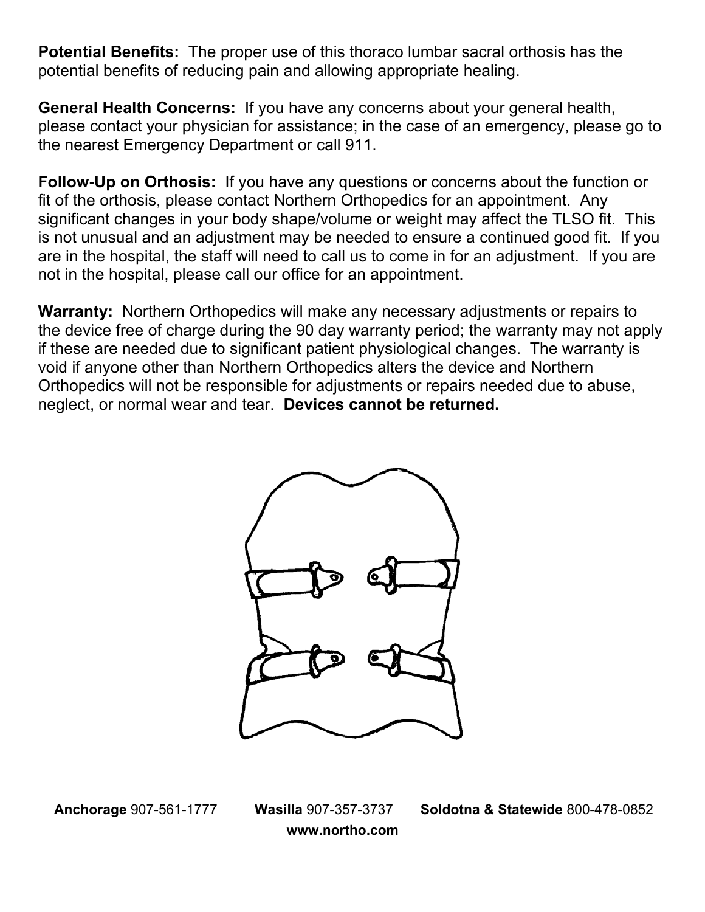**Potential Benefits:** The proper use of this thoraco lumbar sacral orthosis has the potential benefits of reducing pain and allowing appropriate healing.

**General Health Concerns:** If you have any concerns about your general health, please contact your physician for assistance; in the case of an emergency, please go to the nearest Emergency Department or call 911.

**Follow-Up on Orthosis:** If you have any questions or concerns about the function or fit of the orthosis, please contact Northern Orthopedics for an appointment. Any significant changes in your body shape/volume or weight may affect the TLSO fit. This is not unusual and an adjustment may be needed to ensure a continued good fit. If you are in the hospital, the staff will need to call us to come in for an adjustment. If you are not in the hospital, please call our office for an appointment.

**Warranty:** Northern Orthopedics will make any necessary adjustments or repairs to the device free of charge during the 90 day warranty period; the warranty may not apply if these are needed due to significant patient physiological changes. The warranty is void if anyone other than Northern Orthopedics alters the device and Northern Orthopedics will not be responsible for adjustments or repairs needed due to abuse, neglect, or normal wear and tear. **Devices cannot be returned.**

**Anchorage** 907-561-1777 **Wasilla** 907-357-3737 **Soldotna & Statewide** 800-478-0852
**www.northo.com**